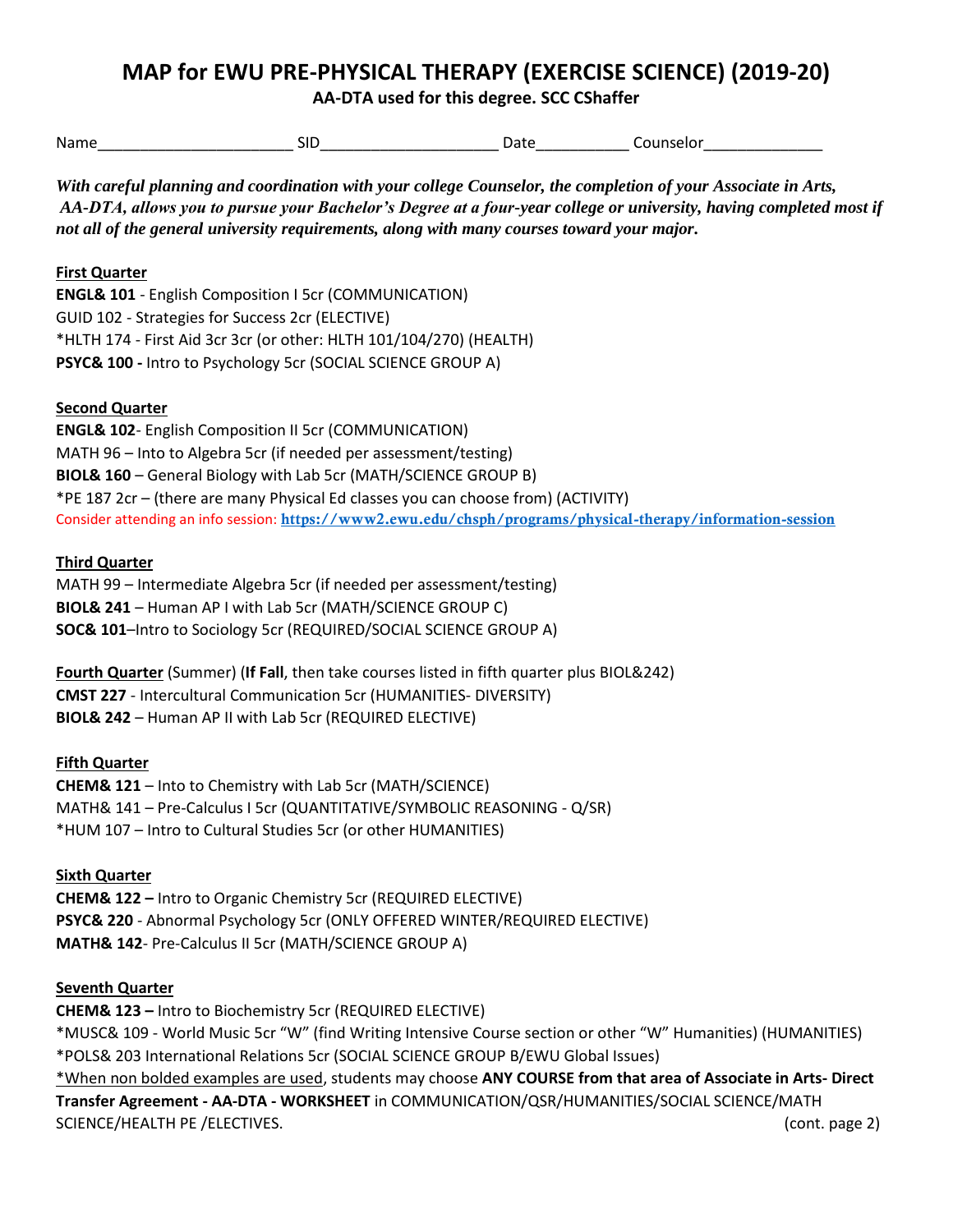# MAP for EWU PRE-PHYSICAL THERAPY (EXERCISE SCIENCE) (2019-20)

**AA-DTA used for this degree. SCC CShaffer**

Name______________________ SID____________________ Date__________ Counselor_____________

***With careful planning and coordination with your college Counselor, the completion of your Associate in Arts, AA-DTA, allows you to pursue your Bachelor's Degree at a four-year college or university, having completed most if not all of the general university requirements, along with many courses toward your major.***

**First Quarter**

**ENGL& 101** - English Composition I 5cr (COMMUNICATION)
GUID 102 - Strategies for Success 2cr (ELECTIVE)
*HLTH 174 - First Aid 3cr 3cr (or other: HLTH 101/104/270) (HEALTH)
**PSYC& 100 -** Intro to Psychology 5cr (SOCIAL SCIENCE GROUP A)

**Second Quarter**

**ENGL& 102**- English Composition II 5cr (COMMUNICATION)
MATH 96 – Into to Algebra 5cr (if needed per assessment/testing)
**BIOL& 160** – General Biology with Lab 5cr (MATH/SCIENCE GROUP B)
*PE 187 2cr – (there are many Physical Ed classes you can choose from) (ACTIVITY)
Consider attending an info session: **https://www2.ewu.edu/chsph/programs/physical-therapy/information-session**

**Third Quarter**

MATH 99 – Intermediate Algebra 5cr (if needed per assessment/testing)
**BIOL& 241** – Human AP I with Lab 5cr (MATH/SCIENCE GROUP C)
**SOC& 101**–Intro to Sociology 5cr (REQUIRED/SOCIAL SCIENCE GROUP A)

**Fourth Quarter** (Summer) (**If Fall**, then take courses listed in fifth quarter plus BIOL&242)
**CMST 227** - Intercultural Communication 5cr (HUMANITIES- DIVERSITY)
**BIOL& 242** – Human AP II with Lab 5cr (REQUIRED ELECTIVE)

**Fifth Quarter**

**CHEM& 121** – Into to Chemistry with Lab 5cr (MATH/SCIENCE)
MATH& 141 – Pre-Calculus I 5cr (QUANTITATIVE/SYMBOLIC REASONING - Q/SR)
*HUM 107 – Intro to Cultural Studies 5cr (or other HUMANITIES)

**Sixth Quarter**

**CHEM& 122 –** Intro to Organic Chemistry 5cr (REQUIRED ELECTIVE)
**PSYC& 220** - Abnormal Psychology 5cr (ONLY OFFERED WINTER/REQUIRED ELECTIVE)
**MATH& 142**- Pre-Calculus II 5cr (MATH/SCIENCE GROUP A)

**Seventh Quarter**

**CHEM& 123 –** Intro to Biochemistry 5cr (REQUIRED ELECTIVE)
*MUSC& 109 - World Music 5cr "W" (find Writing Intensive Course section or other "W" Humanities) (HUMANITIES)
*POLS& 203 International Relations 5cr (SOCIAL SCIENCE GROUP B/EWU Global Issues)
*When non bolded examples are used, students may choose **ANY COURSE from that area of Associate in Arts- Direct Transfer Agreement - AA-DTA - WORKSHEET** in COMMUNICATION/QSR/HUMANITIES/SOCIAL SCIENCE/MATH SCIENCE/HEALTH PE /ELECTIVES. (cont. page 2)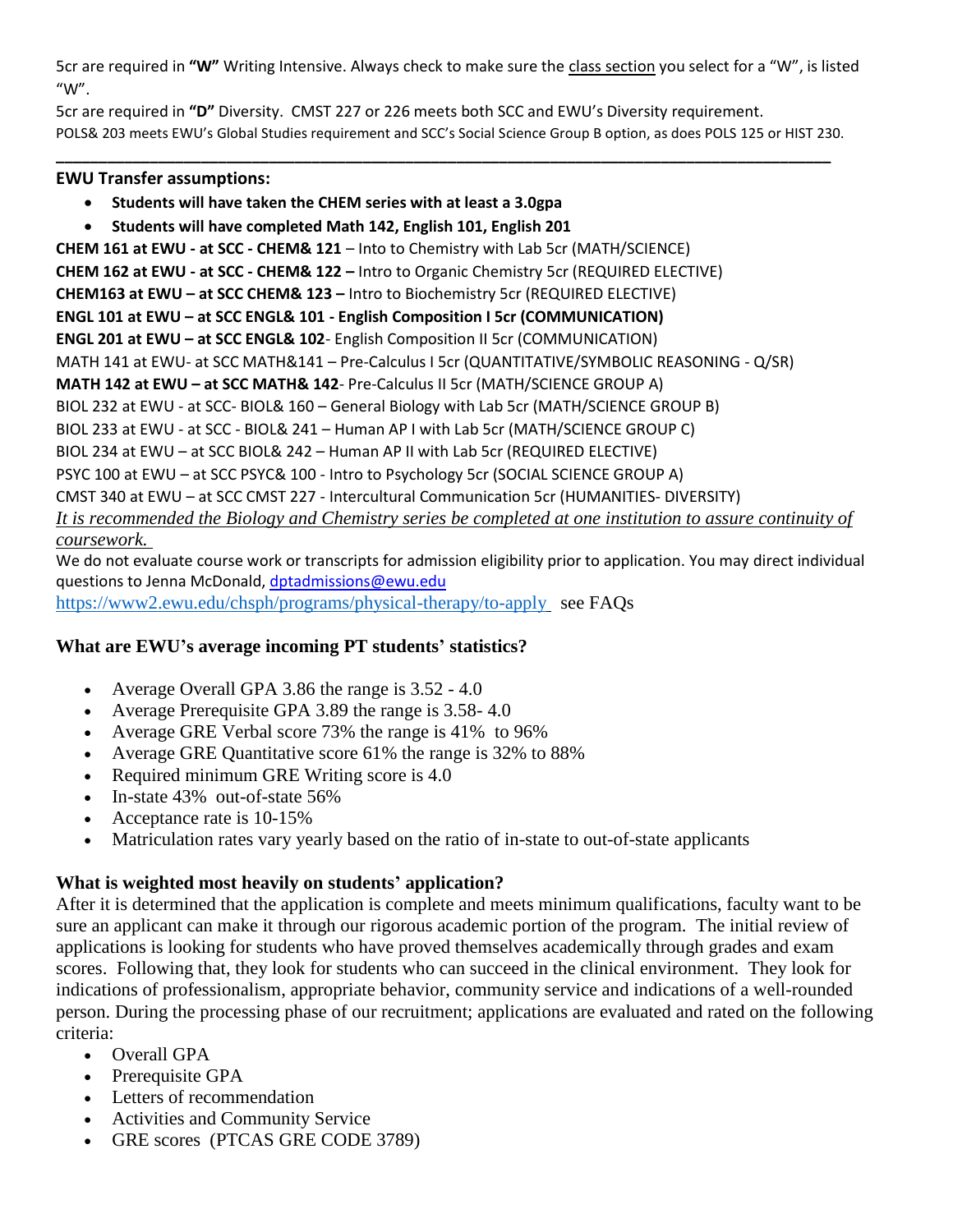5cr are required in **"W"** Writing Intensive. Always check to make sure the class section you select for a "W", is listed "W".

5cr are required in **"D"** Diversity. CMST 227 or 226 meets both SCC and EWU's Diversity requirement.

POLS& 203 meets EWU's Global Studies requirement and SCC's Social Science Group B option, as does POLS 125 or HIST 230.

---

**EWU Transfer assumptions:**

- **Students will have taken the CHEM series with at least a 3.0gpa**
- **Students will have completed Math 142, English 101, English 201**

**CHEM 161 at EWU - at SCC - CHEM& 121** – Into to Chemistry with Lab 5cr (MATH/SCIENCE)

**CHEM 162 at EWU - at SCC - CHEM& 122 –** Intro to Organic Chemistry 5cr (REQUIRED ELECTIVE)

**CHEM163 at EWU – at SCC CHEM& 123 –** Intro to Biochemistry 5cr (REQUIRED ELECTIVE)

**ENGL 101 at EWU – at SCC ENGL& 101 - English Composition I 5cr (COMMUNICATION)**

**ENGL 201 at EWU – at SCC ENGL& 102**- English Composition II 5cr (COMMUNICATION)

MATH 141 at EWU- at SCC MATH&141 – Pre-Calculus I 5cr (QUANTITATIVE/SYMBOLIC REASONING - Q/SR)

**MATH 142 at EWU – at SCC MATH& 142**- Pre-Calculus II 5cr (MATH/SCIENCE GROUP A)

BIOL 232 at EWU - at SCC- BIOL& 160 – General Biology with Lab 5cr (MATH/SCIENCE GROUP B)

BIOL 233 at EWU - at SCC - BIOL& 241 – Human AP I with Lab 5cr (MATH/SCIENCE GROUP C)

BIOL 234 at EWU – at SCC BIOL& 242 – Human AP II with Lab 5cr (REQUIRED ELECTIVE)

PSYC 100 at EWU – at SCC PSYC& 100 - Intro to Psychology 5cr (SOCIAL SCIENCE GROUP A)

CMST 340 at EWU – at SCC CMST 227 - Intercultural Communication 5cr (HUMANITIES- DIVERSITY)

*It is recommended the Biology and Chemistry series be completed at one institution to assure continuity of coursework.*

We do not evaluate course work or transcripts for admission eligibility prior to application. You may direct individual questions to Jenna McDonald, dptadmissions@ewu.edu

https://www2.ewu.edu/chsph/programs/physical-therapy/to-apply see FAQs

### What are EWU's average incoming PT students' statistics?

- Average Overall GPA 3.86 the range is 3.52 - 4.0
- Average Prerequisite GPA 3.89 the range is 3.58- 4.0
- Average GRE Verbal score 73% the range is 41% to 96%
- Average GRE Quantitative score 61% the range is 32% to 88%
- Required minimum GRE Writing score is 4.0
- In-state 43% out-of-state 56%
- Acceptance rate is 10-15%
- Matriculation rates vary yearly based on the ratio of in-state to out-of-state applicants

### What is weighted most heavily on students' application?

After it is determined that the application is complete and meets minimum qualifications, faculty want to be sure an applicant can make it through our rigorous academic portion of the program. The initial review of applications is looking for students who have proved themselves academically through grades and exam scores. Following that, they look for students who can succeed in the clinical environment. They look for indications of professionalism, appropriate behavior, community service and indications of a well-rounded person. During the processing phase of our recruitment; applications are evaluated and rated on the following criteria:

- Overall GPA
- Prerequisite GPA
- Letters of recommendation
- Activities and Community Service
- GRE scores (PTCAS GRE CODE 3789)